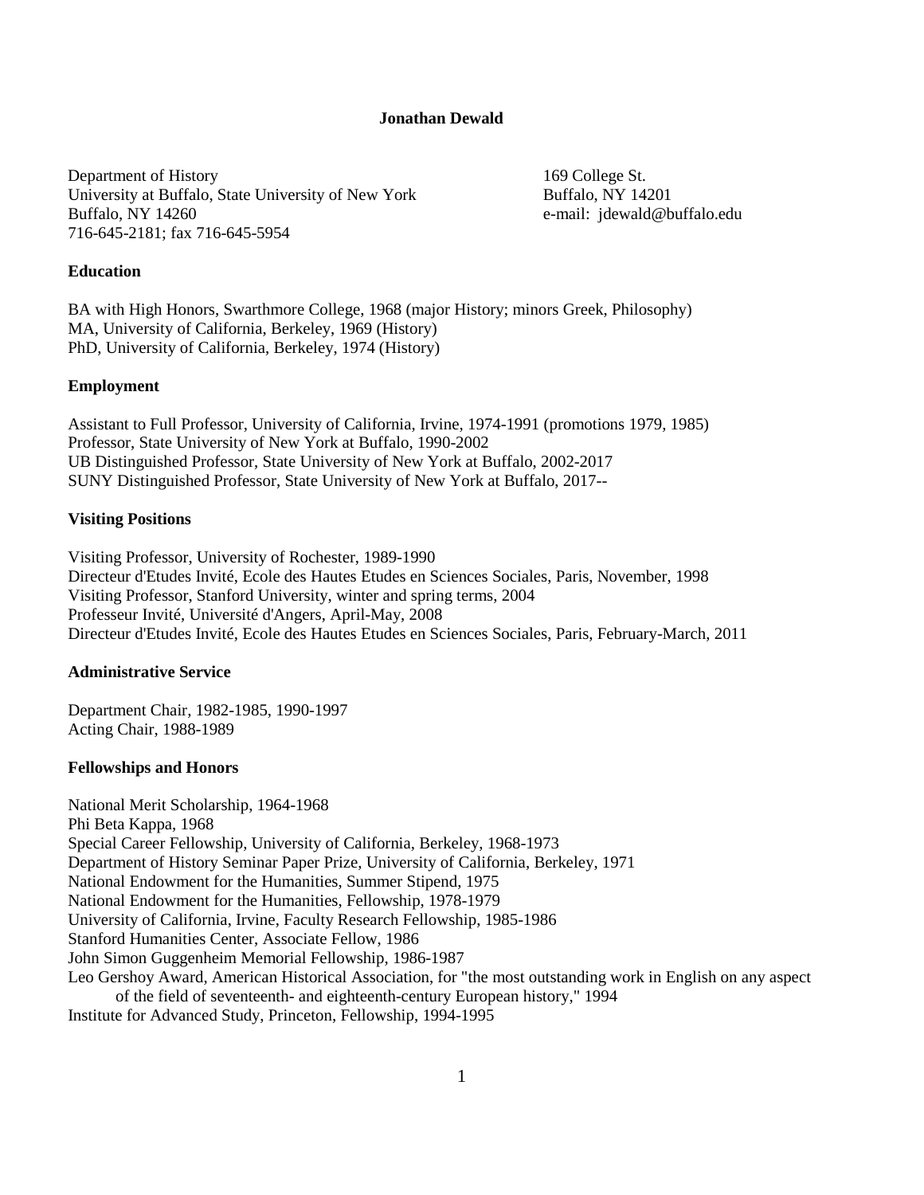# Jonathan Dewald

Department of History
University at Buffalo, State University of New York
Buffalo, NY 14260
716-645-2181; fax 716-645-5954

169 College St.
Buffalo, NY 14201
e-mail: jdewald@buffalo.edu

## Education

BA with High Honors, Swarthmore College, 1968 (major History; minors Greek, Philosophy)
MA, University of California, Berkeley, 1969 (History)
PhD, University of California, Berkeley, 1974 (History)

## Employment

Assistant to Full Professor, University of California, Irvine, 1974-1991 (promotions 1979, 1985)
Professor, State University of New York at Buffalo, 1990-2002
UB Distinguished Professor, State University of New York at Buffalo, 2002-2017
SUNY Distinguished Professor, State University of New York at Buffalo, 2017--

## Visiting Positions

Visiting Professor, University of Rochester, 1989-1990
Directeur d'Etudes Invité, Ecole des Hautes Etudes en Sciences Sociales, Paris, November, 1998
Visiting Professor, Stanford University, winter and spring terms, 2004
Professeur Invité, Université d'Angers, April-May, 2008
Directeur d'Etudes Invité, Ecole des Hautes Etudes en Sciences Sociales, Paris, February-March, 2011

## Administrative Service

Department Chair, 1982-1985, 1990-1997
Acting Chair, 1988-1989

## Fellowships and Honors

National Merit Scholarship, 1964-1968
Phi Beta Kappa, 1968
Special Career Fellowship, University of California, Berkeley, 1968-1973
Department of History Seminar Paper Prize, University of California, Berkeley, 1971
National Endowment for the Humanities, Summer Stipend, 1975
National Endowment for the Humanities, Fellowship, 1978-1979
University of California, Irvine, Faculty Research Fellowship, 1985-1986
Stanford Humanities Center, Associate Fellow, 1986
John Simon Guggenheim Memorial Fellowship, 1986-1987
Leo Gershoy Award, American Historical Association, for "the most outstanding work in English on any aspect of the field of seventeenth- and eighteenth-century European history," 1994
Institute for Advanced Study, Princeton, Fellowship, 1994-1995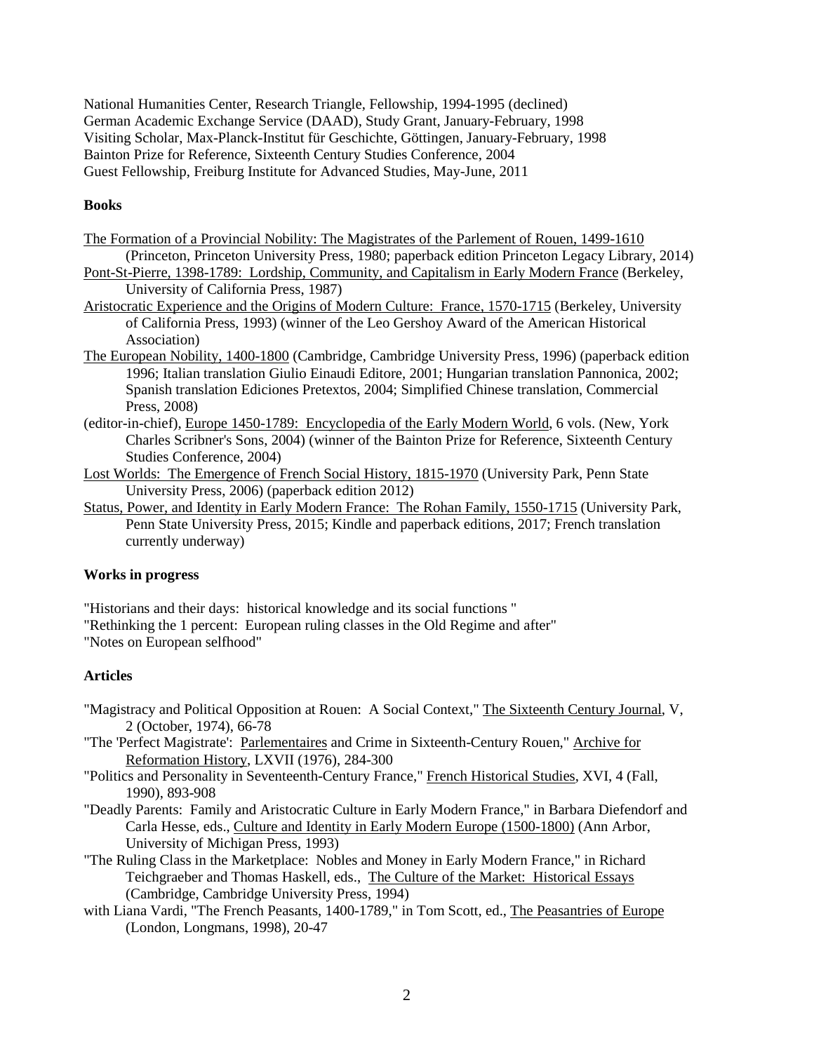National Humanities Center, Research Triangle, Fellowship, 1994-1995 (declined)
German Academic Exchange Service (DAAD), Study Grant, January-February, 1998
Visiting Scholar, Max-Planck-Institut für Geschichte, Göttingen, January-February, 1998
Bainton Prize for Reference, Sixteenth Century Studies Conference, 2004
Guest Fellowship, Freiburg Institute for Advanced Studies, May-June, 2011

**Books**

The Formation of a Provincial Nobility: The Magistrates of the Parlement of Rouen, 1499-1610 (Princeton, Princeton University Press, 1980; paperback edition Princeton Legacy Library, 2014)

Pont-St-Pierre, 1398-1789: Lordship, Community, and Capitalism in Early Modern France (Berkeley, University of California Press, 1987)

Aristocratic Experience and the Origins of Modern Culture: France, 1570-1715 (Berkeley, University of California Press, 1993) (winner of the Leo Gershoy Award of the American Historical Association)

The European Nobility, 1400-1800 (Cambridge, Cambridge University Press, 1996) (paperback edition 1996; Italian translation Giulio Einaudi Editore, 2001; Hungarian translation Pannonica, 2002; Spanish translation Ediciones Pretextos, 2004; Simplified Chinese translation, Commercial Press, 2008)

(editor-in-chief), Europe 1450-1789: Encyclopedia of the Early Modern World, 6 vols. (New, York Charles Scribner's Sons, 2004) (winner of the Bainton Prize for Reference, Sixteenth Century Studies Conference, 2004)

Lost Worlds: The Emergence of French Social History, 1815-1970 (University Park, Penn State University Press, 2006) (paperback edition 2012)

Status, Power, and Identity in Early Modern France: The Rohan Family, 1550-1715 (University Park, Penn State University Press, 2015; Kindle and paperback editions, 2017; French translation currently underway)

**Works in progress**

"Historians and their days: historical knowledge and its social functions "
"Rethinking the 1 percent: European ruling classes in the Old Regime and after"
"Notes on European selfhood"

**Articles**

"Magistracy and Political Opposition at Rouen: A Social Context," The Sixteenth Century Journal, V, 2 (October, 1974), 66-78

"The 'Perfect Magistrate': Parlementaires and Crime in Sixteenth-Century Rouen," Archive for Reformation History, LXVII (1976), 284-300

"Politics and Personality in Seventeenth-Century France," French Historical Studies, XVI, 4 (Fall, 1990), 893-908

"Deadly Parents: Family and Aristocratic Culture in Early Modern France," in Barbara Diefendorf and Carla Hesse, eds., Culture and Identity in Early Modern Europe (1500-1800) (Ann Arbor, University of Michigan Press, 1993)

"The Ruling Class in the Marketplace: Nobles and Money in Early Modern France," in Richard Teichgraeber and Thomas Haskell, eds., The Culture of the Market: Historical Essays (Cambridge, Cambridge University Press, 1994)

with Liana Vardi, "The French Peasants, 1400-1789," in Tom Scott, ed., The Peasantries of Europe (London, Longmans, 1998), 20-47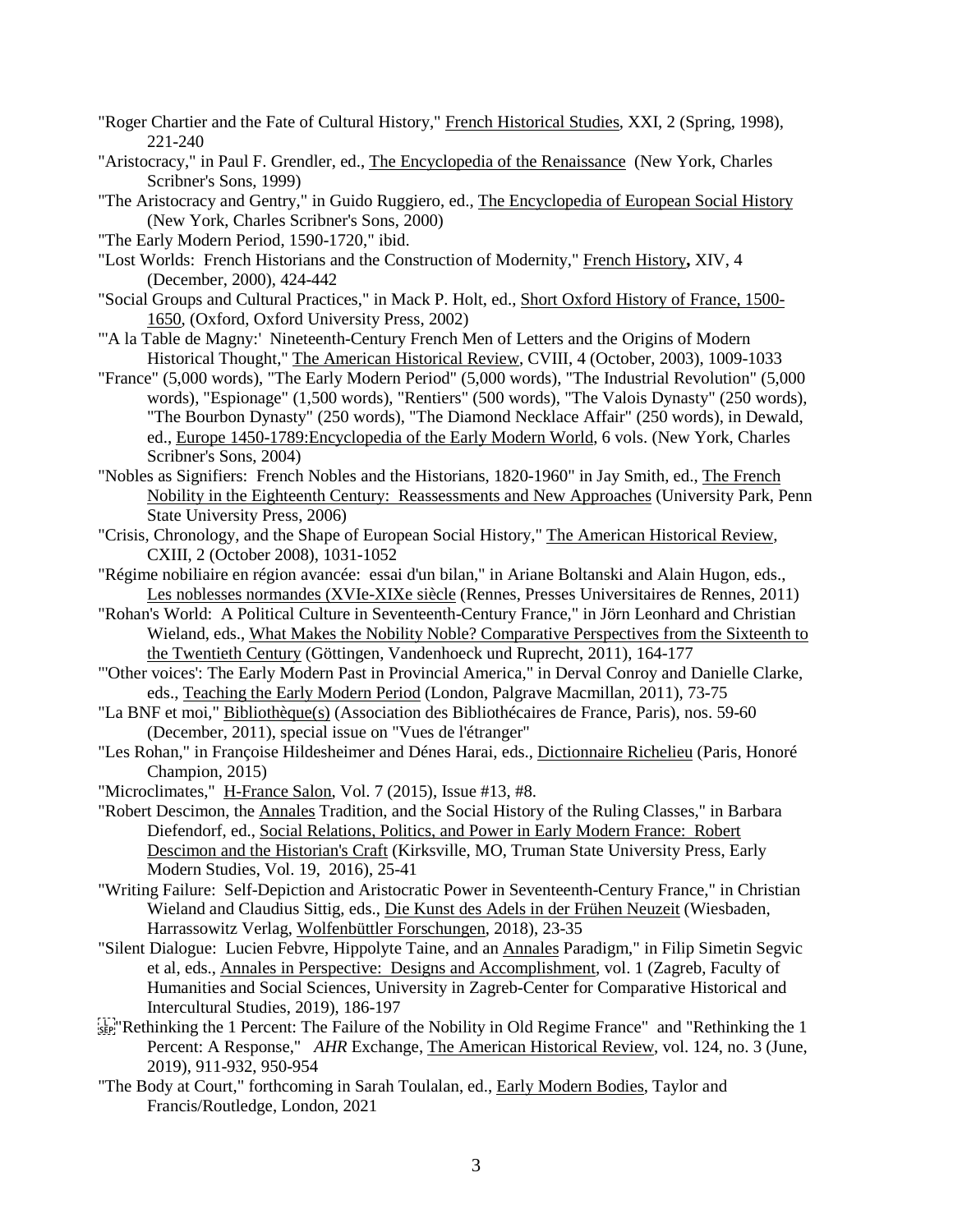"Roger Chartier and the Fate of Cultural History," French Historical Studies, XXI, 2 (Spring, 1998), 221-240

"Aristocracy," in Paul F. Grendler, ed., The Encyclopedia of the Renaissance (New York, Charles Scribner's Sons, 1999)

"The Aristocracy and Gentry," in Guido Ruggiero, ed., The Encyclopedia of European Social History (New York, Charles Scribner's Sons, 2000)

"The Early Modern Period, 1590-1720," ibid.

"Lost Worlds: French Historians and the Construction of Modernity," French History**,** XIV, 4 (December, 2000), 424-442

"Social Groups and Cultural Practices," in Mack P. Holt, ed., Short Oxford History of France, 1500-1650, (Oxford, Oxford University Press, 2002)

"'A la Table de Magny:' Nineteenth-Century French Men of Letters and the Origins of Modern Historical Thought," The American Historical Review, CVIII, 4 (October, 2003), 1009-1033

"France" (5,000 words), "The Early Modern Period" (5,000 words), "The Industrial Revolution" (5,000 words), "Espionage" (1,500 words), "Rentiers" (500 words), "The Valois Dynasty" (250 words), "The Bourbon Dynasty" (250 words), "The Diamond Necklace Affair" (250 words), in Dewald, ed., Europe 1450-1789:Encyclopedia of the Early Modern World, 6 vols. (New York, Charles Scribner's Sons, 2004)

"Nobles as Signifiers: French Nobles and the Historians, 1820-1960" in Jay Smith, ed., The French Nobility in the Eighteenth Century: Reassessments and New Approaches (University Park, Penn State University Press, 2006)

"Crisis, Chronology, and the Shape of European Social History," The American Historical Review, CXIII, 2 (October 2008), 1031-1052

"Régime nobiliaire en région avancée: essai d'un bilan," in Ariane Boltanski and Alain Hugon, eds., Les noblesses normandes (XVIe-XIXe siècle (Rennes, Presses Universitaires de Rennes, 2011)

"Rohan's World: A Political Culture in Seventeenth-Century France," in Jörn Leonhard and Christian Wieland, eds., What Makes the Nobility Noble? Comparative Perspectives from the Sixteenth to the Twentieth Century (Göttingen, Vandenhoeck und Ruprecht, 2011), 164-177

"'Other voices': The Early Modern Past in Provincial America," in Derval Conroy and Danielle Clarke, eds., Teaching the Early Modern Period (London, Palgrave Macmillan, 2011), 73-75

"La BNF et moi," Bibliothèque(s) (Association des Bibliothécaires de France, Paris), nos. 59-60 (December, 2011), special issue on "Vues de l'étranger"

"Les Rohan," in Françoise Hildesheimer and Dénes Harai, eds., Dictionnaire Richelieu (Paris, Honoré Champion, 2015)

"Microclimates," H-France Salon, Vol. 7 (2015), Issue #13, #8.

"Robert Descimon, the Annales Tradition, and the Social History of the Ruling Classes," in Barbara Diefendorf, ed., Social Relations, Politics, and Power in Early Modern France: Robert Descimon and the Historian's Craft (Kirksville, MO, Truman State University Press, Early Modern Studies, Vol. 19, 2016), 25-41

"Writing Failure: Self-Depiction and Aristocratic Power in Seventeenth-Century France," in Christian Wieland and Claudius Sittig, eds., Die Kunst des Adels in der Frühen Neuzeit (Wiesbaden, Harrassowitz Verlag, Wolfenbüttler Forschungen, 2018), 23-35

"Silent Dialogue: Lucien Febvre, Hippolyte Taine, and an Annales Paradigm," in Filip Simetin Segvic et al, eds., Annales in Perspective: Designs and Accomplishment, vol. 1 (Zagreb, Faculty of Humanities and Social Sciences, University in Zagreb-Center for Comparative Historical and Intercultural Studies, 2019), 186-197

"Rethinking the 1 Percent: The Failure of the Nobility in Old Regime France" and "Rethinking the 1 Percent: A Response," *AHR* Exchange, The American Historical Review, vol. 124, no. 3 (June, 2019), 911-932, 950-954

"The Body at Court," forthcoming in Sarah Toulalan, ed., Early Modern Bodies, Taylor and Francis/Routledge, London, 2021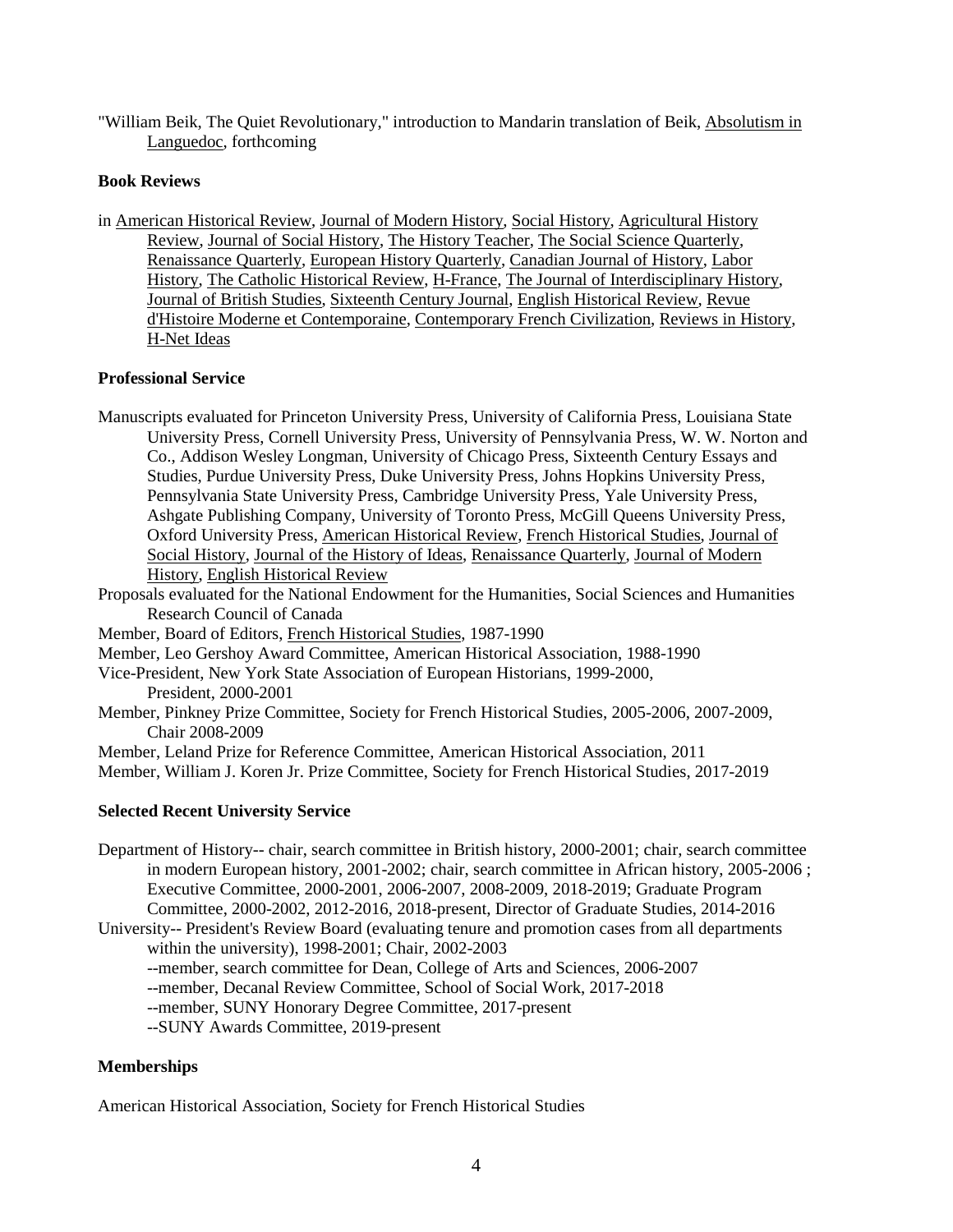"William Beik, The Quiet Revolutionary," introduction to Mandarin translation of Beik, Absolutism in Languedoc, forthcoming

**Book Reviews**

in American Historical Review, Journal of Modern History, Social History, Agricultural History Review, Journal of Social History, The History Teacher, The Social Science Quarterly, Renaissance Quarterly, European History Quarterly, Canadian Journal of History, Labor History, The Catholic Historical Review, H-France, The Journal of Interdisciplinary History, Journal of British Studies, Sixteenth Century Journal, English Historical Review, Revue d'Histoire Moderne et Contemporaine, Contemporary French Civilization, Reviews in History, H-Net Ideas

**Professional Service**

Manuscripts evaluated for Princeton University Press, University of California Press, Louisiana State University Press, Cornell University Press, University of Pennsylvania Press, W. W. Norton and Co., Addison Wesley Longman, University of Chicago Press, Sixteenth Century Essays and Studies, Purdue University Press, Duke University Press, Johns Hopkins University Press, Pennsylvania State University Press, Cambridge University Press, Yale University Press, Ashgate Publishing Company, University of Toronto Press, McGill Queens University Press, Oxford University Press, American Historical Review, French Historical Studies, Journal of Social History, Journal of the History of Ideas, Renaissance Quarterly, Journal of Modern History, English Historical Review

Proposals evaluated for the National Endowment for the Humanities, Social Sciences and Humanities Research Council of Canada

Member, Board of Editors, French Historical Studies, 1987-1990

Member, Leo Gershoy Award Committee, American Historical Association, 1988-1990

Vice-President, New York State Association of European Historians, 1999-2000, President, 2000-2001

Member, Pinkney Prize Committee, Society for French Historical Studies, 2005-2006, 2007-2009, Chair 2008-2009

Member, Leland Prize for Reference Committee, American Historical Association, 2011

Member, William J. Koren Jr. Prize Committee, Society for French Historical Studies, 2017-2019

**Selected Recent University Service**

Department of History-- chair, search committee in British history, 2000-2001; chair, search committee in modern European history, 2001-2002; chair, search committee in African history, 2005-2006 ; Executive Committee, 2000-2001, 2006-2007, 2008-2009, 2018-2019; Graduate Program Committee, 2000-2002, 2012-2016, 2018-present, Director of Graduate Studies, 2014-2016

University-- President's Review Board (evaluating tenure and promotion cases from all departments within the university), 1998-2001; Chair, 2002-2003

--member, search committee for Dean, College of Arts and Sciences, 2006-2007

--member, Decanal Review Committee, School of Social Work, 2017-2018

--member, SUNY Honorary Degree Committee, 2017-present

--SUNY Awards Committee, 2019-present

**Memberships**

American Historical Association, Society for French Historical Studies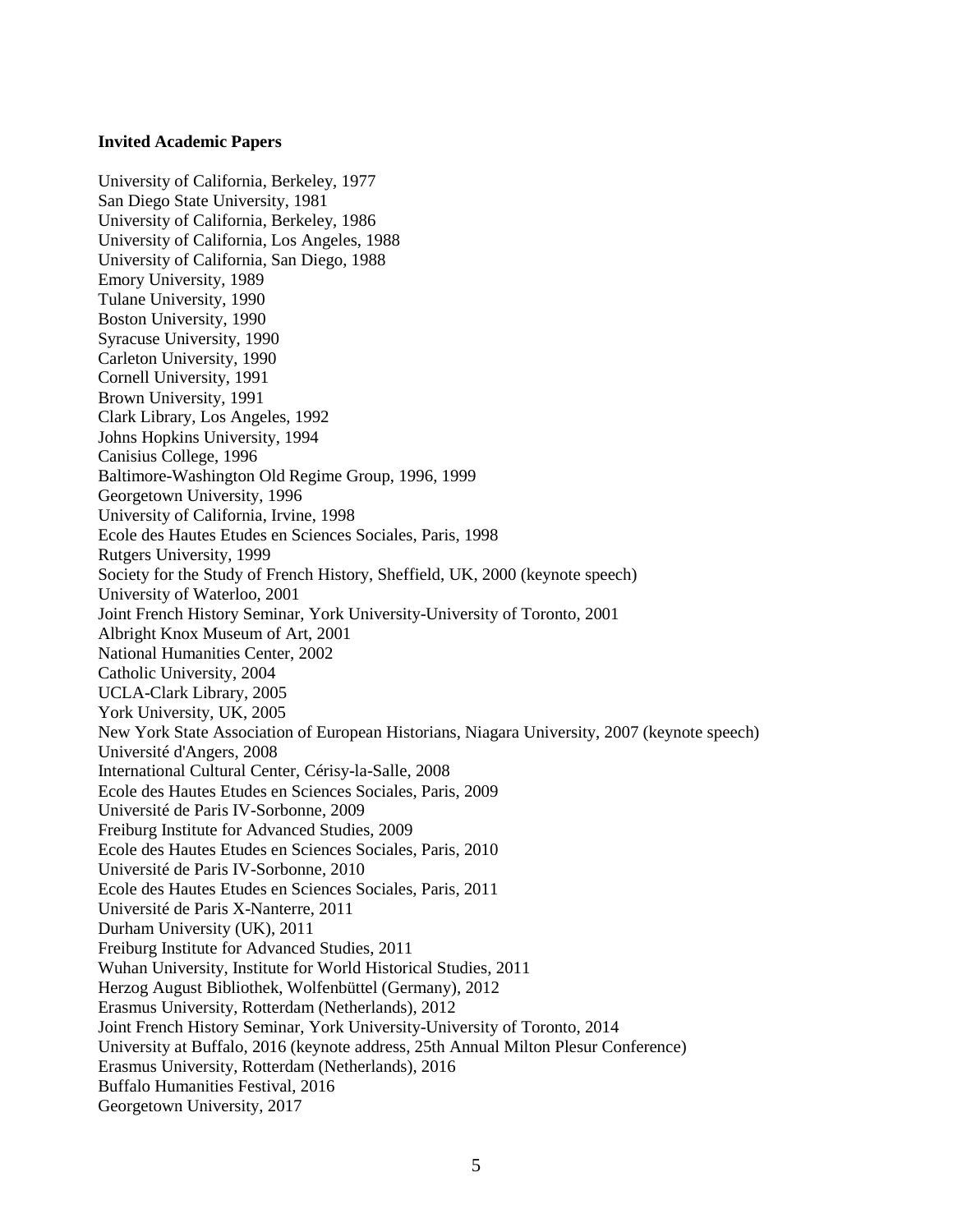**Invited Academic Papers**

University of California, Berkeley, 1977
San Diego State University, 1981
University of California, Berkeley, 1986
University of California, Los Angeles, 1988
University of California, San Diego, 1988
Emory University, 1989
Tulane University, 1990
Boston University, 1990
Syracuse University, 1990
Carleton University, 1990
Cornell University, 1991
Brown University, 1991
Clark Library, Los Angeles, 1992
Johns Hopkins University, 1994
Canisius College, 1996
Baltimore-Washington Old Regime Group, 1996, 1999
Georgetown University, 1996
University of California, Irvine, 1998
Ecole des Hautes Etudes en Sciences Sociales, Paris, 1998
Rutgers University, 1999
Society for the Study of French History, Sheffield, UK, 2000 (keynote speech)
University of Waterloo, 2001
Joint French History Seminar, York University-University of Toronto, 2001
Albright Knox Museum of Art, 2001
National Humanities Center, 2002
Catholic University, 2004
UCLA-Clark Library, 2005
York University, UK, 2005
New York State Association of European Historians, Niagara University, 2007 (keynote speech)
Université d'Angers, 2008
International Cultural Center, Cérisy-la-Salle, 2008
Ecole des Hautes Etudes en Sciences Sociales, Paris, 2009
Université de Paris IV-Sorbonne, 2009
Freiburg Institute for Advanced Studies, 2009
Ecole des Hautes Etudes en Sciences Sociales, Paris, 2010
Université de Paris IV-Sorbonne, 2010
Ecole des Hautes Etudes en Sciences Sociales, Paris, 2011
Université de Paris X-Nanterre, 2011
Durham University (UK), 2011
Freiburg Institute for Advanced Studies, 2011
Wuhan University, Institute for World Historical Studies, 2011
Herzog August Bibliothek, Wolfenbüttel (Germany), 2012
Erasmus University, Rotterdam (Netherlands), 2012
Joint French History Seminar, York University-University of Toronto, 2014
University at Buffalo, 2016 (keynote address, 25th Annual Milton Plesur Conference)
Erasmus University, Rotterdam (Netherlands), 2016
Buffalo Humanities Festival, 2016
Georgetown University, 2017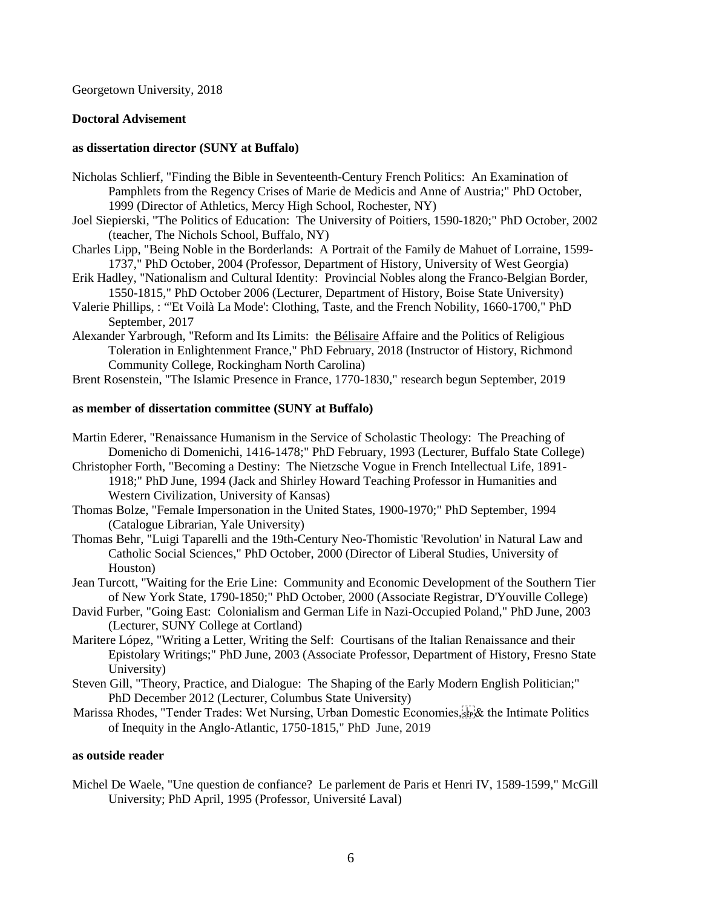Georgetown University, 2018

**Doctoral Advisement**

**as dissertation director (SUNY at Buffalo)**

Nicholas Schlierf, "Finding the Bible in Seventeenth-Century French Politics: An Examination of Pamphlets from the Regency Crises of Marie de Medicis and Anne of Austria;" PhD October, 1999 (Director of Athletics, Mercy High School, Rochester, NY)

Joel Siepierski, "The Politics of Education: The University of Poitiers, 1590-1820;" PhD October, 2002 (teacher, The Nichols School, Buffalo, NY)

Charles Lipp, "Being Noble in the Borderlands: A Portrait of the Family de Mahuet of Lorraine, 1599-1737," PhD October, 2004 (Professor, Department of History, University of West Georgia)

Erik Hadley, "Nationalism and Cultural Identity: Provincial Nobles along the Franco-Belgian Border, 1550-1815," PhD October 2006 (Lecturer, Department of History, Boise State University)

Valerie Phillips, : "'Et Voilà La Mode': Clothing, Taste, and the French Nobility, 1660-1700," PhD September, 2017

Alexander Yarbrough, "Reform and Its Limits: the Bélisaire Affaire and the Politics of Religious Toleration in Enlightenment France," PhD February, 2018 (Instructor of History, Richmond Community College, Rockingham North Carolina)

Brent Rosenstein, "The Islamic Presence in France, 1770-1830," research begun September, 2019

**as member of dissertation committee (SUNY at Buffalo)**

Martin Ederer, "Renaissance Humanism in the Service of Scholastic Theology: The Preaching of Domenicho di Domenichi, 1416-1478;" PhD February, 1993 (Lecturer, Buffalo State College)

Christopher Forth, "Becoming a Destiny: The Nietzsche Vogue in French Intellectual Life, 1891-1918;" PhD June, 1994 (Jack and Shirley Howard Teaching Professor in Humanities and Western Civilization, University of Kansas)

Thomas Bolze, "Female Impersonation in the United States, 1900-1970;" PhD September, 1994 (Catalogue Librarian, Yale University)

Thomas Behr, "Luigi Taparelli and the 19th-Century Neo-Thomistic 'Revolution' in Natural Law and Catholic Social Sciences," PhD October, 2000 (Director of Liberal Studies, University of Houston)

Jean Turcott, "Waiting for the Erie Line: Community and Economic Development of the Southern Tier of New York State, 1790-1850;" PhD October, 2000 (Associate Registrar, D'Youville College)

David Furber, "Going East: Colonialism and German Life in Nazi-Occupied Poland," PhD June, 2003 (Lecturer, SUNY College at Cortland)

Maritere López, "Writing a Letter, Writing the Self: Courtisans of the Italian Renaissance and their Epistolary Writings;" PhD June, 2003 (Associate Professor, Department of History, Fresno State University)

Steven Gill, "Theory, Practice, and Dialogue: The Shaping of the Early Modern English Politician;" PhD December 2012 (Lecturer, Columbus State University)

Marissa Rhodes, "Tender Trades: Wet Nursing, Urban Domestic Economies, & the Intimate Politics of Inequity in the Anglo-Atlantic, 1750-1815," PhD June, 2019

**as outside reader**

Michel De Waele, "Une question de confiance? Le parlement de Paris et Henri IV, 1589-1599," McGill University; PhD April, 1995 (Professor, Université Laval)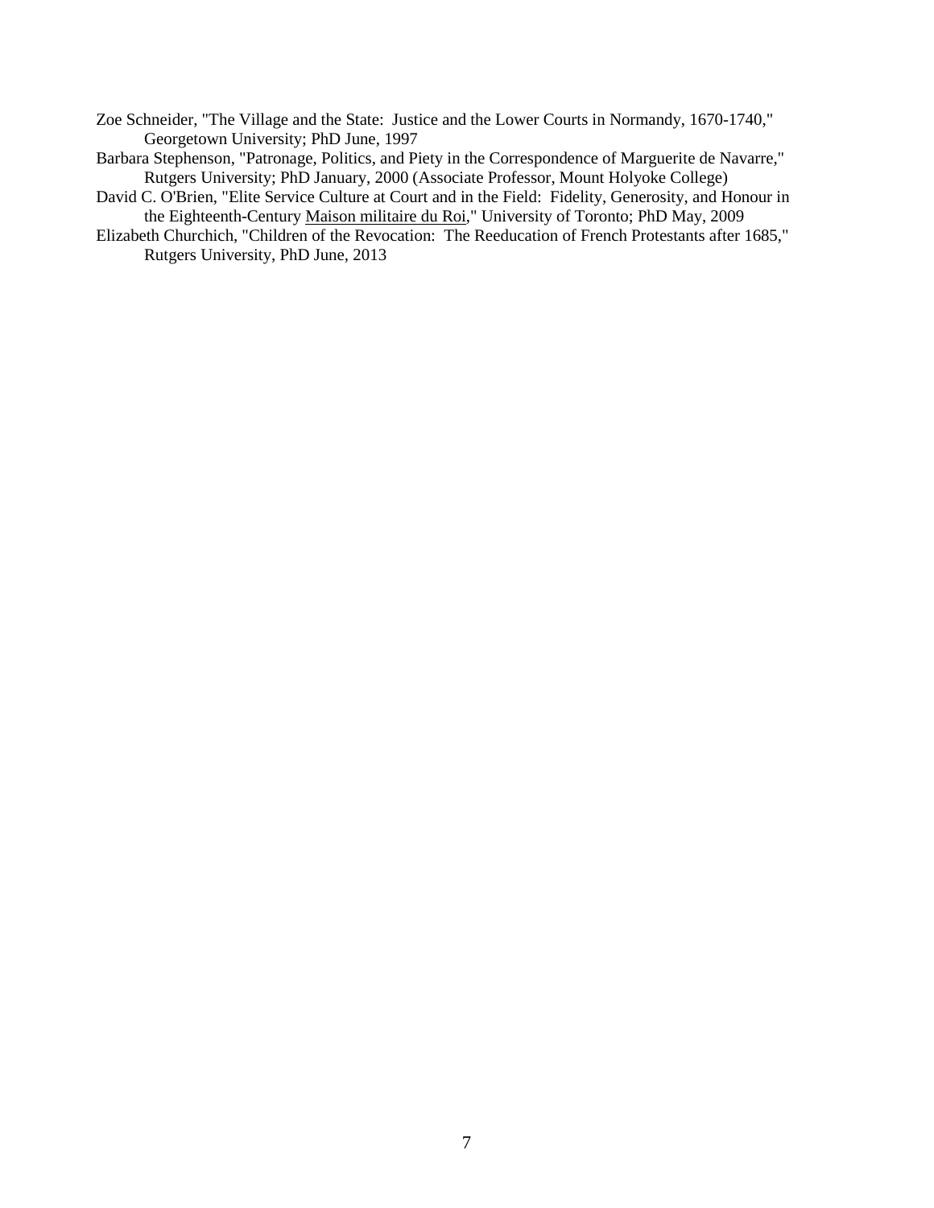Zoe Schneider, "The Village and the State: Justice and the Lower Courts in Normandy, 1670-1740," Georgetown University; PhD June, 1997

Barbara Stephenson, "Patronage, Politics, and Piety in the Correspondence of Marguerite de Navarre," Rutgers University; PhD January, 2000 (Associate Professor, Mount Holyoke College)

David C. O'Brien, "Elite Service Culture at Court and in the Field: Fidelity, Generosity, and Honour in the Eighteenth-Century <u>Maison militaire du Roi</u>," University of Toronto; PhD May, 2009

Elizabeth Churchich, "Children of the Revocation: The Reeducation of French Protestants after 1685," Rutgers University, PhD June, 2013